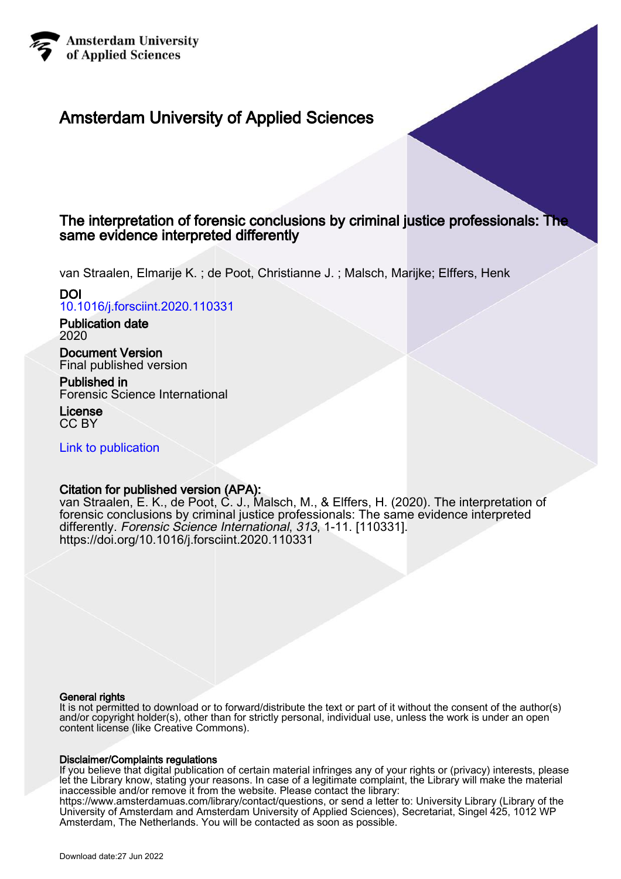Amsterdam University
of Applied Sciences

# Amsterdam University of Applied Sciences

## The interpretation of forensic conclusions by criminal justice professionals: The same evidence interpreted differently

van Straalen, Elmarije K. ; de Poot, Christianne J. ; Malsch, Marijke; Elffers, Henk

**DOI**
10.1016/j.forsciint.2020.110331

**Publication date**
2020

**Document Version**
Final published version

**Published in**
Forensic Science International

**License**
CC BY

Link to publication

**Citation for published version (APA):**
van Straalen, E. K., de Poot, C. J., Malsch, M., & Elffers, H. (2020). The interpretation of forensic conclusions by criminal justice professionals: The same evidence interpreted differently. *Forensic Science International*, *313*, 1-11. [110331]. https://doi.org/10.1016/j.forsciint.2020.110331

**General rights**
It is not permitted to download or to forward/distribute the text or part of it without the consent of the author(s) and/or copyright holder(s), other than for strictly personal, individual use, unless the work is under an open content license (like Creative Commons).

**Disclaimer/Complaints regulations**
If you believe that digital publication of certain material infringes any of your rights or (privacy) interests, please let the Library know, stating your reasons. In case of a legitimate complaint, the Library will make the material inaccessible and/or remove it from the website. Please contact the library: https://www.amsterdamuas.com/library/contact/questions, or send a letter to: University Library (Library of the University of Amsterdam and Amsterdam University of Applied Sciences), Secretariat, Singel 425, 1012 WP Amsterdam, The Netherlands. You will be contacted as soon as possible.

Download date:27 Jun 2022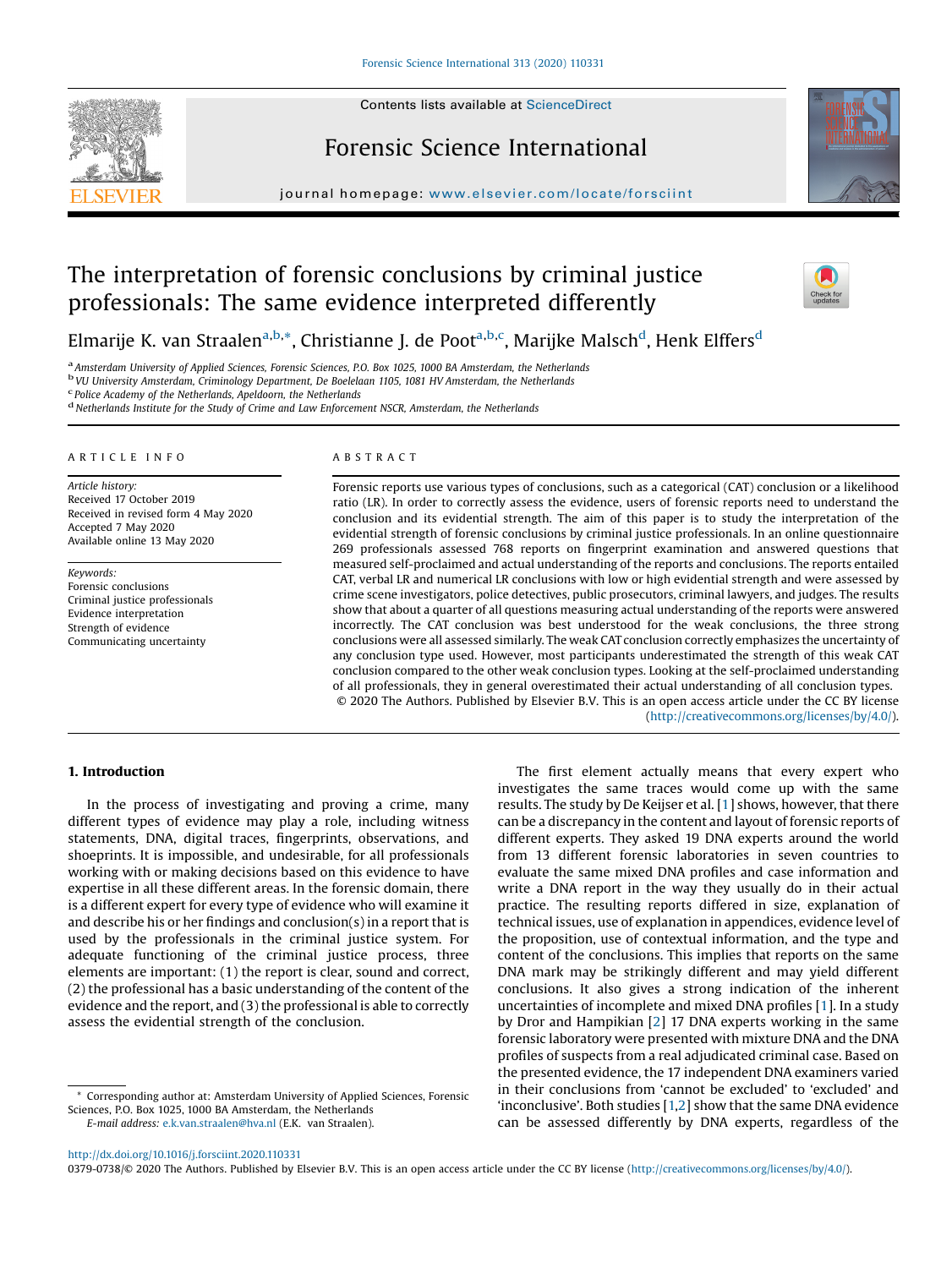# The interpretation of forensic conclusions by criminal justice professionals: The same evidence interpreted differently

Elmarije K. van Straalen[a,b,*], Christianne J. de Poot[a,b,c], Marijke Malsch[d], Henk Elffers[d]

[a] Amsterdam University of Applied Sciences, Forensic Sciences, P.O. Box 1025, 1000 BA Amsterdam, the Netherlands
[b] VU University Amsterdam, Criminology Department, De Boelelaan 1105, 1081 HV Amsterdam, the Netherlands
[c] Police Academy of the Netherlands, Apeldoorn, the Netherlands
[d] Netherlands Institute for the Study of Crime and Law Enforcement NSCR, Amsterdam, the Netherlands

## ARTICLE INFO

*Article history:*
Received 17 October 2019
Received in revised form 4 May 2020
Accepted 7 May 2020
Available online 13 May 2020

*Keywords:*
Forensic conclusions
Criminal justice professionals
Evidence interpretation
Strength of evidence
Communicating uncertainty

## ABSTRACT

Forensic reports use various types of conclusions, such as a categorical (CAT) conclusion or a likelihood ratio (LR). In order to correctly assess the evidence, users of forensic reports need to understand the conclusion and its evidential strength. The aim of this paper is to study the interpretation of the evidential strength of forensic conclusions by criminal justice professionals. In an online questionnaire 269 professionals assessed 768 reports on fingerprint examination and answered questions that measured self-proclaimed and actual understanding of the reports and conclusions. The reports entailed CAT, verbal LR and numerical LR conclusions with low or high evidential strength and were assessed by crime scene investigators, police detectives, public prosecutors, criminal lawyers, and judges. The results show that about a quarter of all questions measuring actual understanding of the reports were answered incorrectly. The CAT conclusion was best understood for the weak conclusions, the three strong conclusions were all assessed similarly. The weak CAT conclusion correctly emphasizes the uncertainty of any conclusion type used. However, most participants underestimated the strength of this weak CAT conclusion compared to the other weak conclusion types. Looking at the self-proclaimed understanding of all professionals, they in general overestimated their actual understanding of all conclusion types.

© 2020 The Authors. Published by Elsevier B.V. This is an open access article under the CC BY license (http://creativecommons.org/licenses/by/4.0/).

## 1. Introduction

In the process of investigating and proving a crime, many different types of evidence may play a role, including witness statements, DNA, digital traces, fingerprints, observations, and shoeprints. It is impossible, and undesirable, for all professionals working with or making decisions based on this evidence to have expertise in all these different areas. In the forensic domain, there is a different expert for every type of evidence who will examine it and describe his or her findings and conclusion(s) in a report that is used by the professionals in the criminal justice system. For adequate functioning of the criminal justice process, three elements are important: (1) the report is clear, sound and correct, (2) the professional has a basic understanding of the content of the evidence and the report, and (3) the professional is able to correctly assess the evidential strength of the conclusion.

The first element actually means that every expert who investigates the same traces would come up with the same results. The study by De Keijser et al. [1] shows, however, that there can be a discrepancy in the content and layout of forensic reports of different experts. They asked 19 DNA experts around the world from 13 different forensic laboratories in seven countries to evaluate the same mixed DNA profiles and case information and write a DNA report in the way they usually do in their actual practice. The resulting reports differed in size, explanation of technical issues, use of explanation in appendices, evidence level of the proposition, use of contextual information, and the type and content of the conclusions. This implies that reports on the same DNA mark may be strikingly different and may yield different conclusions. It also gives a strong indication of the inherent uncertainties of incomplete and mixed DNA profiles [1]. In a study by Dror and Hampikian [2] 17 DNA experts working in the same forensic laboratory were presented with mixture DNA and the DNA profiles of suspects from a real adjudicated criminal case. Based on the presented evidence, the 17 independent DNA examiners varied in their conclusions from 'cannot be excluded' to 'excluded' and 'inconclusive'. Both studies [1,2] show that the same DNA evidence can be assessed differently by DNA experts, regardless of the

\* Corresponding author at: Amsterdam University of Applied Sciences, Forensic Sciences, P.O. Box 1025, 1000 BA Amsterdam, the Netherlands
*E-mail address:* e.k.van.straalen@hva.nl (E.K. van Straalen).

http://dx.doi.org/10.1016/j.forsciint.2020.110331
0379-0738/© 2020 The Authors. Published by Elsevier B.V. This is an open access article under the CC BY license (http://creativecommons.org/licenses/by/4.0/).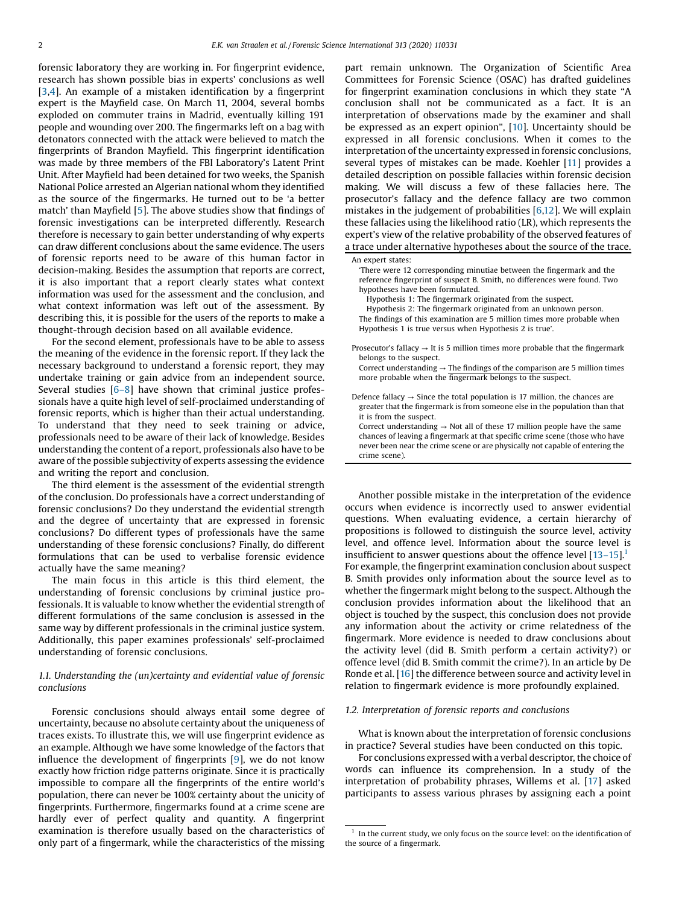forensic laboratory they are working in. For fingerprint evidence, research has shown possible bias in experts' conclusions as well [3,4]. An example of a mistaken identification by a fingerprint expert is the Mayfield case. On March 11, 2004, several bombs exploded on commuter trains in Madrid, eventually killing 191 people and wounding over 200. The fingermarks left on a bag with detonators connected with the attack were believed to match the fingerprints of Brandon Mayfield. This fingerprint identification was made by three members of the FBI Laboratory's Latent Print Unit. After Mayfield had been detained for two weeks, the Spanish National Police arrested an Algerian national whom they identified as the source of the fingermarks. He turned out to be 'a better match' than Mayfield [5]. The above studies show that findings of forensic investigations can be interpreted differently. Research therefore is necessary to gain better understanding of why experts can draw different conclusions about the same evidence. The users of forensic reports need to be aware of this human factor in decision-making. Besides the assumption that reports are correct, it is also important that a report clearly states what context information was used for the assessment and the conclusion, and what context information was left out of the assessment. By describing this, it is possible for the users of the reports to make a thought-through decision based on all available evidence.

For the second element, professionals have to be able to assess the meaning of the evidence in the forensic report. If they lack the necessary background to understand a forensic report, they may undertake training or gain advice from an independent source. Several studies [6–8] have shown that criminal justice professionals have a quite high level of self-proclaimed understanding of forensic reports, which is higher than their actual understanding. To understand that they need to seek training or advice, professionals need to be aware of their lack of knowledge. Besides understanding the content of a report, professionals also have to be aware of the possible subjectivity of experts assessing the evidence and writing the report and conclusion.

The third element is the assessment of the evidential strength of the conclusion. Do professionals have a correct understanding of forensic conclusions? Do they understand the evidential strength and the degree of uncertainty that are expressed in forensic conclusions? Do different types of professionals have the same understanding of these forensic conclusions? Finally, do different formulations that can be used to verbalise forensic evidence actually have the same meaning?

The main focus in this article is this third element, the understanding of forensic conclusions by criminal justice professionals. It is valuable to know whether the evidential strength of different formulations of the same conclusion is assessed in the same way by different professionals in the criminal justice system. Additionally, this paper examines professionals' self-proclaimed understanding of forensic conclusions.

### 1.1. Understanding the (un)certainty and evidential value of forensic conclusions

Forensic conclusions should always entail some degree of uncertainty, because no absolute certainty about the uniqueness of traces exists. To illustrate this, we will use fingerprint evidence as an example. Although we have some knowledge of the factors that influence the development of fingerprints [9], we do not know exactly how friction ridge patterns originate. Since it is practically impossible to compare all the fingerprints of the entire world's population, there can never be 100% certainty about the unicity of fingerprints. Furthermore, fingermarks found at a crime scene are hardly ever of perfect quality and quantity. A fingerprint examination is therefore usually based on the characteristics of only part of a fingermark, while the characteristics of the missing part remain unknown. The Organization of Scientific Area Committees for Forensic Science (OSAC) has drafted guidelines for fingerprint examination conclusions in which they state "A conclusion shall not be communicated as a fact. It is an interpretation of observations made by the examiner and shall be expressed as an expert opinion", [10]. Uncertainty should be expressed in all forensic conclusions. When it comes to the interpretation of the uncertainty expressed in forensic conclusions, several types of mistakes can be made. Koehler [11] provides a detailed description on possible fallacies within forensic decision making. We will discuss a few of these fallacies here. The prosecutor's fallacy and the defence fallacy are two common mistakes in the judgement of probabilities [6,12]. We will explain these fallacies using the likelihood ratio (LR), which represents the expert's view of the relative probability of the observed features of a trace under alternative hypotheses about the source of the trace.

---

An expert states:
'There were 12 corresponding minutiae between the fingermark and the reference fingerprint of suspect B. Smith, no differences were found. Two hypotheses have been formulated.
Hypothesis 1: The fingermark originated from the suspect.
Hypothesis 2: The fingermark originated from an unknown person.
The findings of this examination are 5 million times more probable when Hypothesis 1 is true versus when Hypothesis 2 is true'.

Prosecutor's fallacy → It is 5 million times more probable that the fingermark belongs to the suspect.
Correct understanding → The findings of the comparison are 5 million times more probable when the fingermark belongs to the suspect.

Defence fallacy → Since the total population is 17 million, the chances are greater that the fingermark is from someone else in the population than that it is from the suspect.
Correct understanding → Not all of these 17 million people have the same chances of leaving a fingermark at that specific crime scene (those who have never been near the crime scene or are physically not capable of entering the crime scene).

---

Another possible mistake in the interpretation of the evidence occurs when evidence is incorrectly used to answer evidential questions. When evaluating evidence, a certain hierarchy of propositions is followed to distinguish the source level, activity level, and offence level. Information about the source level is insufficient to answer questions about the offence level [13–15].[1] For example, the fingerprint examination conclusion about suspect B. Smith provides only information about the source level as to whether the fingermark might belong to the suspect. Although the conclusion provides information about the likelihood that an object is touched by the suspect, this conclusion does not provide any information about the activity or crime relatedness of the fingermark. More evidence is needed to draw conclusions about the activity level (did B. Smith perform a certain activity?) or offence level (did B. Smith commit the crime?). In an article by De Ronde et al. [16] the difference between source and activity level in relation to fingermark evidence is more profoundly explained.

### 1.2. Interpretation of forensic reports and conclusions

What is known about the interpretation of forensic conclusions in practice? Several studies have been conducted on this topic.

For conclusions expressed with a verbal descriptor, the choice of words can influence its comprehension. In a study of the interpretation of probability phrases, Willems et al. [17] asked participants to assess various phrases by assigning each a point

[1] In the current study, we only focus on the source level: on the identification of the source of a fingermark.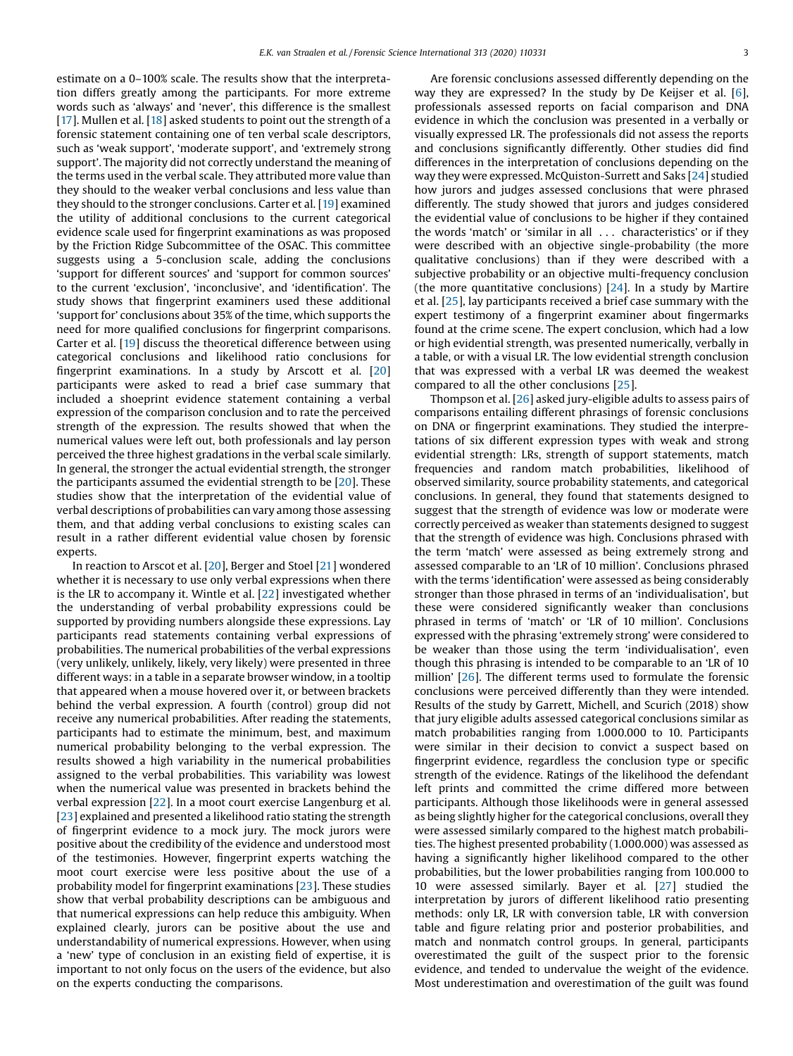estimate on a 0–100% scale. The results show that the interpretation differs greatly among the participants. For more extreme words such as 'always' and 'never', this difference is the smallest [17]. Mullen et al. [18] asked students to point out the strength of a forensic statement containing one of ten verbal scale descriptors, such as 'weak support', 'moderate support', and 'extremely strong support'. The majority did not correctly understand the meaning of the terms used in the verbal scale. They attributed more value than they should to the weaker verbal conclusions and less value than they should to the stronger conclusions. Carter et al. [19] examined the utility of additional conclusions to the current categorical evidence scale used for fingerprint examinations as was proposed by the Friction Ridge Subcommittee of the OSAC. This committee suggests using a 5-conclusion scale, adding the conclusions 'support for different sources' and 'support for common sources' to the current 'exclusion', 'inconclusive', and 'identification'. The study shows that fingerprint examiners used these additional 'support for' conclusions about 35% of the time, which supports the need for more qualified conclusions for fingerprint comparisons. Carter et al. [19] discuss the theoretical difference between using categorical conclusions and likelihood ratio conclusions for fingerprint examinations. In a study by Arscott et al. [20] participants were asked to read a brief case summary that included a shoeprint evidence statement containing a verbal expression of the comparison conclusion and to rate the perceived strength of the expression. The results showed that when the numerical values were left out, both professionals and lay person perceived the three highest gradations in the verbal scale similarly. In general, the stronger the actual evidential strength, the stronger the participants assumed the evidential strength to be [20]. These studies show that the interpretation of the evidential value of verbal descriptions of probabilities can vary among those assessing them, and that adding verbal conclusions to existing scales can result in a rather different evidential value chosen by forensic experts.

In reaction to Arscot et al. [20], Berger and Stoel [21] wondered whether it is necessary to use only verbal expressions when there is the LR to accompany it. Wintle et al. [22] investigated whether the understanding of verbal probability expressions could be supported by providing numbers alongside these expressions. Lay participants read statements containing verbal expressions of probabilities. The numerical probabilities of the verbal expressions (very unlikely, unlikely, likely, very likely) were presented in three different ways: in a table in a separate browser window, in a tooltip that appeared when a mouse hovered over it, or between brackets behind the verbal expression. A fourth (control) group did not receive any numerical probabilities. After reading the statements, participants had to estimate the minimum, best, and maximum numerical probability belonging to the verbal expression. The results showed a high variability in the numerical probabilities assigned to the verbal probabilities. This variability was lowest when the numerical value was presented in brackets behind the verbal expression [22]. In a moot court exercise Langenburg et al. [23] explained and presented a likelihood ratio stating the strength of fingerprint evidence to a mock jury. The mock jurors were positive about the credibility of the evidence and understood most of the testimonies. However, fingerprint experts watching the moot court exercise were less positive about the use of a probability model for fingerprint examinations [23]. These studies show that verbal probability descriptions can be ambiguous and that numerical expressions can help reduce this ambiguity. When explained clearly, jurors can be positive about the use and understandability of numerical expressions. However, when using a 'new' type of conclusion in an existing field of expertise, it is important to not only focus on the users of the evidence, but also on the experts conducting the comparisons.

Are forensic conclusions assessed differently depending on the way they are expressed? In the study by De Keijser et al. [6], professionals assessed reports on facial comparison and DNA evidence in which the conclusion was presented in a verbally or visually expressed LR. The professionals did not assess the reports and conclusions significantly differently. Other studies did find differences in the interpretation of conclusions depending on the way they were expressed. McQuiston-Surrett and Saks [24] studied how jurors and judges assessed conclusions that were phrased differently. The study showed that jurors and judges considered the evidential value of conclusions to be higher if they contained the words 'match' or 'similar in all . . . characteristics' or if they were described with an objective single-probability (the more qualitative conclusions) than if they were described with a subjective probability or an objective multi-frequency conclusion (the more quantitative conclusions) [24]. In a study by Martire et al. [25], lay participants received a brief case summary with the expert testimony of a fingerprint examiner about fingermarks found at the crime scene. The expert conclusion, which had a low or high evidential strength, was presented numerically, verbally in a table, or with a visual LR. The low evidential strength conclusion that was expressed with a verbal LR was deemed the weakest compared to all the other conclusions [25].

Thompson et al. [26] asked jury-eligible adults to assess pairs of comparisons entailing different phrasings of forensic conclusions on DNA or fingerprint examinations. They studied the interpretations of six different expression types with weak and strong evidential strength: LRs, strength of support statements, match frequencies and random match probabilities, likelihood of observed similarity, source probability statements, and categorical conclusions. In general, they found that statements designed to suggest that the strength of evidence was low or moderate were correctly perceived as weaker than statements designed to suggest that the strength of evidence was high. Conclusions phrased with the term 'match' were assessed as being extremely strong and assessed comparable to an 'LR of 10 million'. Conclusions phrased with the terms 'identification' were assessed as being considerably stronger than those phrased in terms of an 'individualisation', but these were considered significantly weaker than conclusions phrased in terms of 'match' or 'LR of 10 million'. Conclusions expressed with the phrasing 'extremely strong' were considered to be weaker than those using the term 'individualisation', even though this phrasing is intended to be comparable to an 'LR of 10 million' [26]. The different terms used to formulate the forensic conclusions were perceived differently than they were intended. Results of the study by Garrett, Michell, and Scurich (2018) show that jury eligible adults assessed categorical conclusions similar as match probabilities ranging from 1.000.000 to 10. Participants were similar in their decision to convict a suspect based on fingerprint evidence, regardless the conclusion type or specific strength of the evidence. Ratings of the likelihood the defendant left prints and committed the crime differed more between participants. Although those likelihoods were in general assessed as being slightly higher for the categorical conclusions, overall they were assessed similarly compared to the highest match probabilities. The highest presented probability (1.000.000) was assessed as having a significantly higher likelihood compared to the other probabilities, but the lower probabilities ranging from 100.000 to 10 were assessed similarly. Bayer et al. [27] studied the interpretation by jurors of different likelihood ratio presenting methods: only LR, LR with conversion table, LR with conversion table and figure relating prior and posterior probabilities, and match and nonmatch control groups. In general, participants overestimated the guilt of the suspect prior to the forensic evidence, and tended to undervalue the weight of the evidence. Most underestimation and overestimation of the guilt was found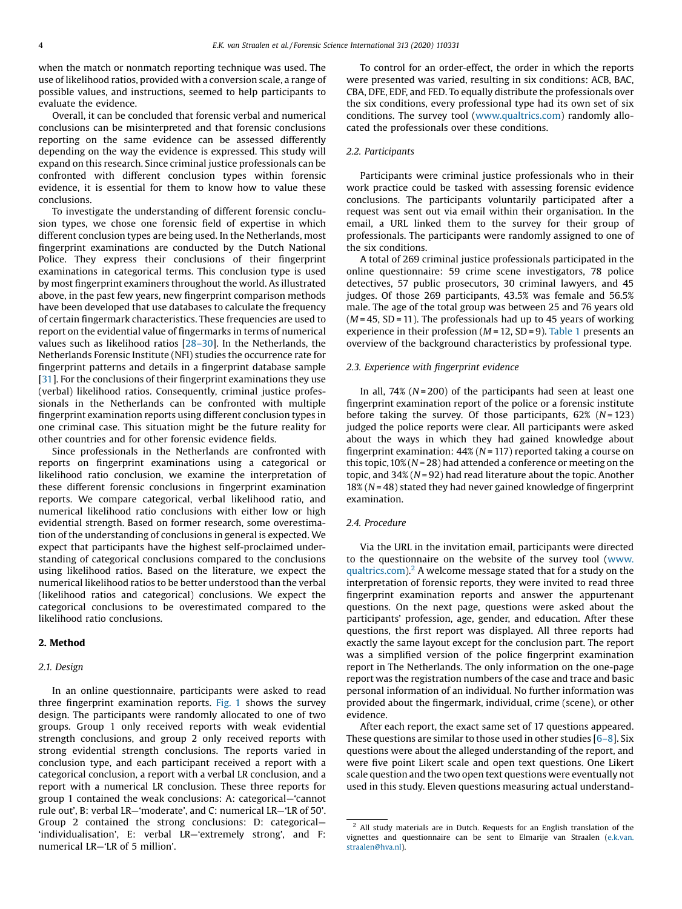when the match or nonmatch reporting technique was used. The use of likelihood ratios, provided with a conversion scale, a range of possible values, and instructions, seemed to help participants to evaluate the evidence.

Overall, it can be concluded that forensic verbal and numerical conclusions can be misinterpreted and that forensic conclusions reporting on the same evidence can be assessed differently depending on the way the evidence is expressed. This study will expand on this research. Since criminal justice professionals can be confronted with different conclusion types within forensic evidence, it is essential for them to know how to value these conclusions.

To investigate the understanding of different forensic conclusion types, we chose one forensic field of expertise in which different conclusion types are being used. In the Netherlands, most fingerprint examinations are conducted by the Dutch National Police. They express their conclusions of their fingerprint examinations in categorical terms. This conclusion type is used by most fingerprint examiners throughout the world. As illustrated above, in the past few years, new fingerprint comparison methods have been developed that use databases to calculate the frequency of certain fingermark characteristics. These frequencies are used to report on the evidential value of fingermarks in terms of numerical values such as likelihood ratios [28–30]. In the Netherlands, the Netherlands Forensic Institute (NFI) studies the occurrence rate for fingerprint patterns and details in a fingerprint database sample [31]. For the conclusions of their fingerprint examinations they use (verbal) likelihood ratios. Consequently, criminal justice professionals in the Netherlands can be confronted with multiple fingerprint examination reports using different conclusion types in one criminal case. This situation might be the future reality for other countries and for other forensic evidence fields.

Since professionals in the Netherlands are confronted with reports on fingerprint examinations using a categorical or likelihood ratio conclusion, we examine the interpretation of these different forensic conclusions in fingerprint examination reports. We compare categorical, verbal likelihood ratio, and numerical likelihood ratio conclusions with either low or high evidential strength. Based on former research, some overestimation of the understanding of conclusions in general is expected. We expect that participants have the highest self-proclaimed understanding of categorical conclusions compared to the conclusions using likelihood ratios. Based on the literature, we expect the numerical likelihood ratios to be better understood than the verbal (likelihood ratios and categorical) conclusions. We expect the categorical conclusions to be overestimated compared to the likelihood ratio conclusions.

## 2. Method

### 2.1. Design

In an online questionnaire, participants were asked to read three fingerprint examination reports. Fig. 1 shows the survey design. The participants were randomly allocated to one of two groups. Group 1 only received reports with weak evidential strength conclusions, and group 2 only received reports with strong evidential strength conclusions. The reports varied in conclusion type, and each participant received a report with a categorical conclusion, a report with a verbal LR conclusion, and a report with a numerical LR conclusion. These three reports for group 1 contained the weak conclusions: A: categorical—'cannot rule out', B: verbal LR—'moderate', and C: numerical LR—'LR of 50'. Group 2 contained the strong conclusions: D: categorical—'individualisation', E: verbal LR—'extremely strong', and F: numerical LR—'LR of 5 million'.

To control for an order-effect, the order in which the reports were presented was varied, resulting in six conditions: ACB, BAC, CBA, DFE, EDF, and FED. To equally distribute the professionals over the six conditions, every professional type had its own set of six conditions. The survey tool (www.qualtrics.com) randomly allocated the professionals over these conditions.

### 2.2. Participants

Participants were criminal justice professionals who in their work practice could be tasked with assessing forensic evidence conclusions. The participants voluntarily participated after a request was sent out via email within their organisation. In the email, a URL linked them to the survey for their group of professionals. The participants were randomly assigned to one of the six conditions.

A total of 269 criminal justice professionals participated in the online questionnaire: 59 crime scene investigators, 78 police detectives, 57 public prosecutors, 30 criminal lawyers, and 45 judges. Of those 269 participants, 43.5% was female and 56.5% male. The age of the total group was between 25 and 76 years old ($M$ = 45, SD = 11). The professionals had up to 45 years of working experience in their profession ($M$ = 12, SD = 9). Table 1 presents an overview of the background characteristics by professional type.

### 2.3. Experience with fingerprint evidence

In all, 74% ($N$ = 200) of the participants had seen at least one fingerprint examination report of the police or a forensic institute before taking the survey. Of those participants, 62% ($N$ = 123) judged the police reports were clear. All participants were asked about the ways in which they had gained knowledge about fingerprint examination: 44% ($N$ = 117) reported taking a course on this topic, 10% ($N$ = 28) had attended a conference or meeting on the topic, and 34% ($N$ = 92) had read literature about the topic. Another 18% ($N$ = 48) stated they had never gained knowledge of fingerprint examination.

### 2.4. Procedure

Via the URL in the invitation email, participants were directed to the questionnaire on the website of the survey tool (www.qualtrics.com).[2] A welcome message stated that for a study on the interpretation of forensic reports, they were invited to read three fingerprint examination reports and answer the appurtenant questions. On the next page, questions were asked about the participants' profession, age, gender, and education. After these questions, the first report was displayed. All three reports had exactly the same layout except for the conclusion part. The report was a simplified version of the police fingerprint examination report in The Netherlands. The only information on the one-page report was the registration numbers of the case and trace and basic personal information of an individual. No further information was provided about the fingermark, individual, crime (scene), or other evidence.

After each report, the exact same set of 17 questions appeared. These questions are similar to those used in other studies [6–8]. Six questions were about the alleged understanding of the report, and were five point Likert scale and open text questions. One Likert scale question and the two open text questions were eventually not used in this study. Eleven questions measuring actual understand-

[2] All study materials are in Dutch. Requests for an English translation of the vignettes and questionnaire can be sent to Elmarije van Straalen (e.k.van.straalen@hva.nl).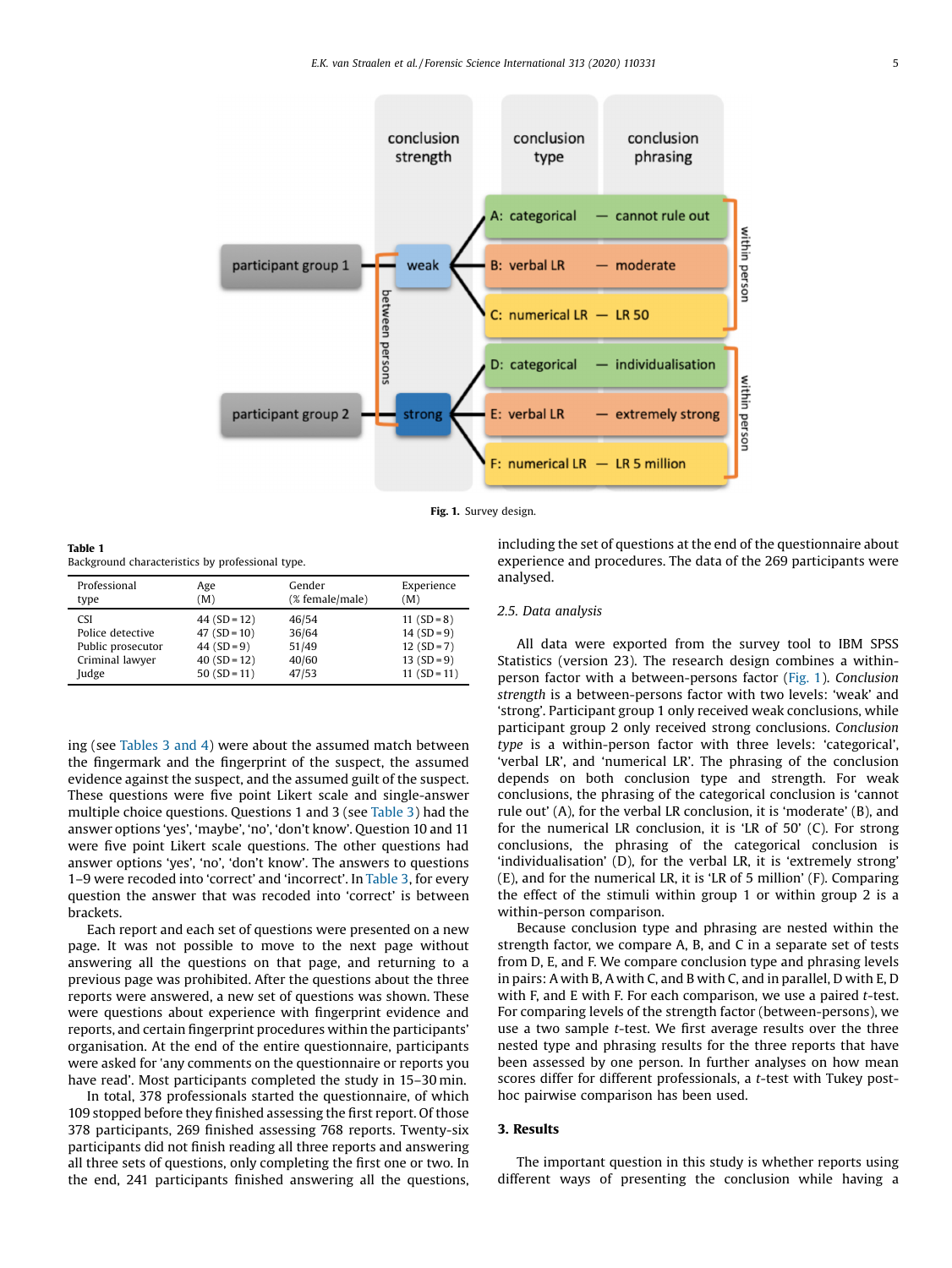Fig. 1. Survey design.

**Table 1**
Background characteristics by professional type.

| Professional type | Age (M) | Gender (% female/male) | Experience (M) |
|---|---|---|---|
| CSI | 44 (SD = 12) | 46/54 | 11 (SD = 8) |
| Police detective | 47 (SD = 10) | 36/64 | 14 (SD = 9) |
| Public prosecutor | 44 (SD = 9) | 51/49 | 12 (SD = 7) |
| Criminal lawyer | 40 (SD = 12) | 40/60 | 13 (SD = 9) |
| Judge | 50 (SD = 11) | 47/53 | 11 (SD = 11) |

ing (see Tables 3 and 4) were about the assumed match between the fingermark and the fingerprint of the suspect, the assumed evidence against the suspect, and the assumed guilt of the suspect. These questions were five point Likert scale and single-answer multiple choice questions. Questions 1 and 3 (see Table 3) had the answer options 'yes', 'maybe', 'no', 'don't know'. Question 10 and 11 were five point Likert scale questions. The other questions had answer options 'yes', 'no', 'don't know'. The answers to questions 1–9 were recoded into 'correct' and 'incorrect'. In Table 3, for every question the answer that was recoded into 'correct' is between brackets.

Each report and each set of questions were presented on a new page. It was not possible to move to the next page without answering all the questions on that page, and returning to a previous page was prohibited. After the questions about the three reports were answered, a new set of questions was shown. These were questions about experience with fingerprint evidence and reports, and certain fingerprint procedures within the participants' organisation. At the end of the entire questionnaire, participants were asked for 'any comments on the questionnaire or reports you have read'. Most participants completed the study in 15–30 min.

In total, 378 professionals started the questionnaire, of which 109 stopped before they finished assessing the first report. Of those 378 participants, 269 finished assessing 768 reports. Twenty-six participants did not finish reading all three reports and answering all three sets of questions, only completing the first one or two. In the end, 241 participants finished answering all the questions, including the set of questions at the end of the questionnaire about experience and procedures. The data of the 269 participants were analysed.

### 2.5. Data analysis

All data were exported from the survey tool to IBM SPSS Statistics (version 23). The research design combines a within-person factor with a between-persons factor (Fig. 1). *Conclusion strength* is a between-persons factor with two levels: 'weak' and 'strong'. Participant group 1 only received weak conclusions, while participant group 2 only received strong conclusions. *Conclusion type* is a within-person factor with three levels: 'categorical', 'verbal LR', and 'numerical LR'. The phrasing of the conclusion depends on both conclusion type and strength. For weak conclusions, the phrasing of the categorical conclusion is 'cannot rule out' (A), for the verbal LR conclusion, it is 'moderate' (B), and for the numerical LR conclusion, it is 'LR of 50' (C). For strong conclusions, the phrasing of the categorical conclusion is 'individualisation' (D), for the verbal LR, it is 'extremely strong' (E), and for the numerical LR, it is 'LR of 5 million' (F). Comparing the effect of the stimuli within group 1 or within group 2 is a within-person comparison.

Because conclusion type and phrasing are nested within the strength factor, we compare A, B, and C in a separate set of tests from D, E, and F. We compare conclusion type and phrasing levels in pairs: A with B, A with C, and B with C, and in parallel, D with E, D with F, and E with F. For each comparison, we use a paired *t*-test. For comparing levels of the strength factor (between-persons), we use a two sample *t*-test. We first average results over the three nested type and phrasing results for the three reports that have been assessed by one person. In further analyses on how mean scores differ for different professionals, a *t*-test with Tukey post-hoc pairwise comparison has been used.

## 3. Results

The important question in this study is whether reports using different ways of presenting the conclusion while having a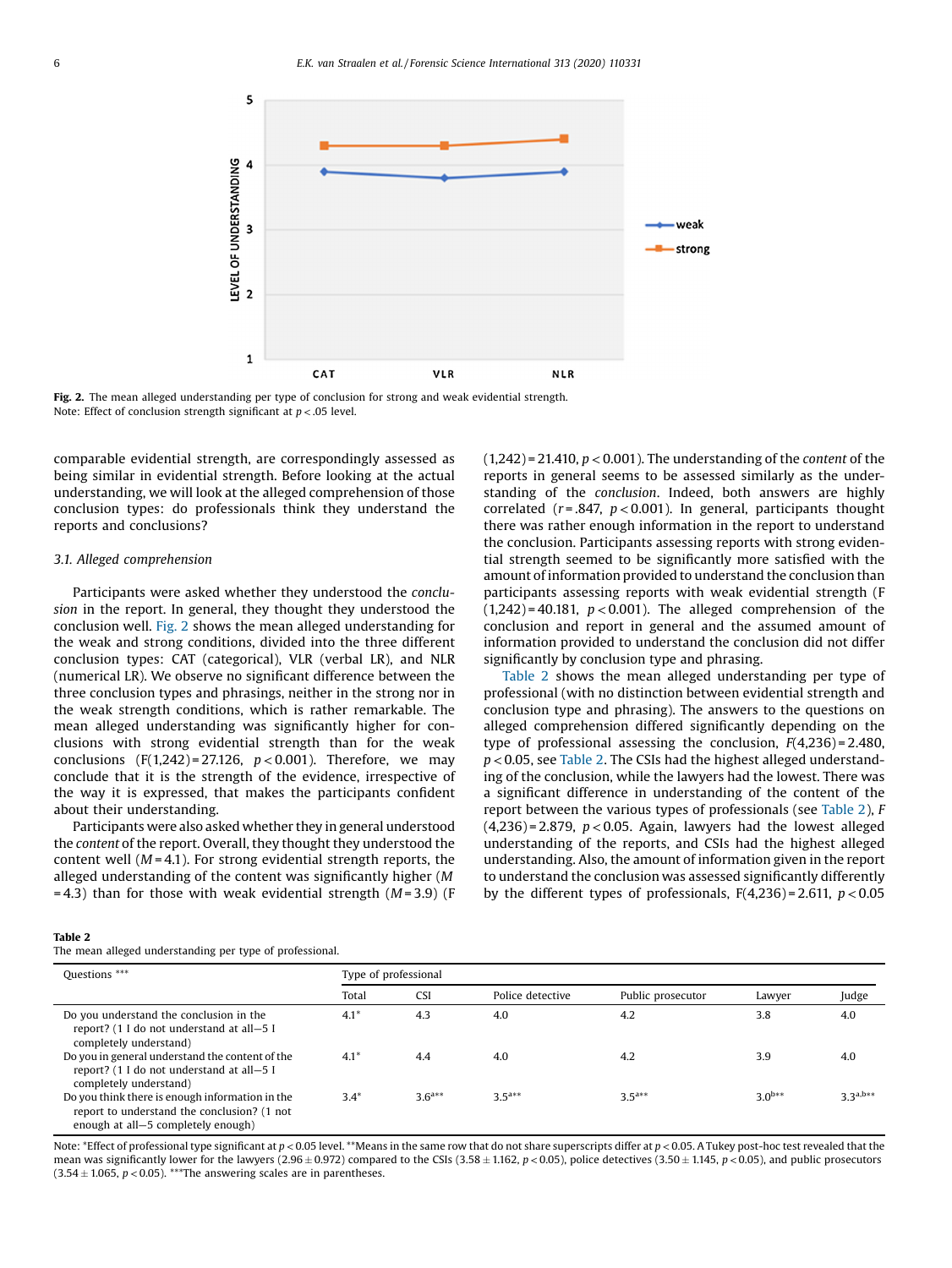Fig. 2. The mean alleged understanding per type of conclusion for strong and weak evidential strength.
Note: Effect of conclusion strength significant at $p < .05$ level.

comparable evidential strength, are correspondingly assessed as being similar in evidential strength. Before looking at the actual understanding, we will look at the alleged comprehension of those conclusion types: do professionals think they understand the reports and conclusions?

### 3.1. Alleged comprehension

Participants were asked whether they understood the *conclusion* in the report. In general, they thought they understood the conclusion well. Fig. 2 shows the mean alleged understanding for the weak and strong conditions, divided into the three different conclusion types: CAT (categorical), VLR (verbal LR), and NLR (numerical LR). We observe no significant difference between the three conclusion types and phrasings, neither in the strong nor in the weak strength conditions, which is rather remarkable. The mean alleged understanding was significantly higher for conclusions with strong evidential strength than for the weak conclusions ($F(1,242) = 27.126$, $p < 0.001$). Therefore, we may conclude that it is the strength of the evidence, irrespective of the way it is expressed, that makes the participants confident about their understanding.

Participants were also asked whether they in general understood the *content* of the report. Overall, they thought they understood the content well ($M = 4.1$). For strong evidential strength reports, the alleged understanding of the content was significantly higher ($M = 4.3$) than for those with weak evidential strength ($M = 3.9$) ($F(1,242) = 21.410$, $p < 0.001$). The understanding of the *content* of the reports in general seems to be assessed similarly as the understanding of the *conclusion*. Indeed, both answers are highly correlated ($r = .847$, $p < 0.001$). In general, participants thought there was rather enough information in the report to understand the conclusion. Participants assessing reports with strong evidential strength seemed to be significantly more satisfied with the amount of information provided to understand the conclusion than participants assessing reports with weak evidential strength ($F(1,242) = 40.181$, $p < 0.001$). The alleged comprehension of the conclusion and report in general and the assumed amount of information provided to understand the conclusion did not differ significantly by conclusion type and phrasing.

Table 2 shows the mean alleged understanding per type of professional (with no distinction between evidential strength and conclusion type and phrasing). The answers to the questions on alleged comprehension differed significantly depending on the type of professional assessing the conclusion, $F(4,236) = 2.480$, $p < 0.05$, see Table 2. The CSIs had the highest alleged understanding of the conclusion, while the lawyers had the lowest. There was a significant difference in understanding of the content of the report between the various types of professionals (see Table 2), $F(4,236) = 2.879$, $p < 0.05$. Again, lawyers had the lowest alleged understanding of the reports, and CSIs had the highest alleged understanding. Also, the amount of information given in the report to understand the conclusion was assessed significantly differently by the different types of professionals, $F(4,236) = 2.611$, $p < 0.05$

**Table 2**
The mean alleged understanding per type of professional.

| Questions *** | Type of professional | | | | | |
|---|---|---|---|---|---|---|
| | Total | CSI | Police detective | Public prosecutor | Lawyer | Judge |
| Do you understand the conclusion in the report? (1 I do not understand at all—5 I completely understand) | 4.1* | 4.3 | 4.0 | 4.2 | 3.8 | 4.0 |
| Do you in general understand the content of the report? (1 I do not understand at all—5 I completely understand) | 4.1* | 4.4 | 4.0 | 4.2 | 3.9 | 4.0 |
| Do you think there is enough information in the report to understand the conclusion? (1 not enough at all—5 completely enough) | 3.4* | 3.6[a**] | 3.5[a**] | 3.5[a**] | 3.0[b**] | 3.3[a,b**] |

Note: *Effect of professional type significant at $p < 0.05$ level. **Means in the same row that do not share superscripts differ at $p < 0.05$. A Tukey post-hoc test revealed that the mean was significantly lower for the lawyers ($2.96 \pm 0.972$) compared to the CSIs ($3.58 \pm 1.162$, $p < 0.05$), police detectives ($3.50 \pm 1.145$, $p < 0.05$), and public prosecutors ($3.54 \pm 1.065$, $p < 0.05$). ***The answering scales are in parentheses.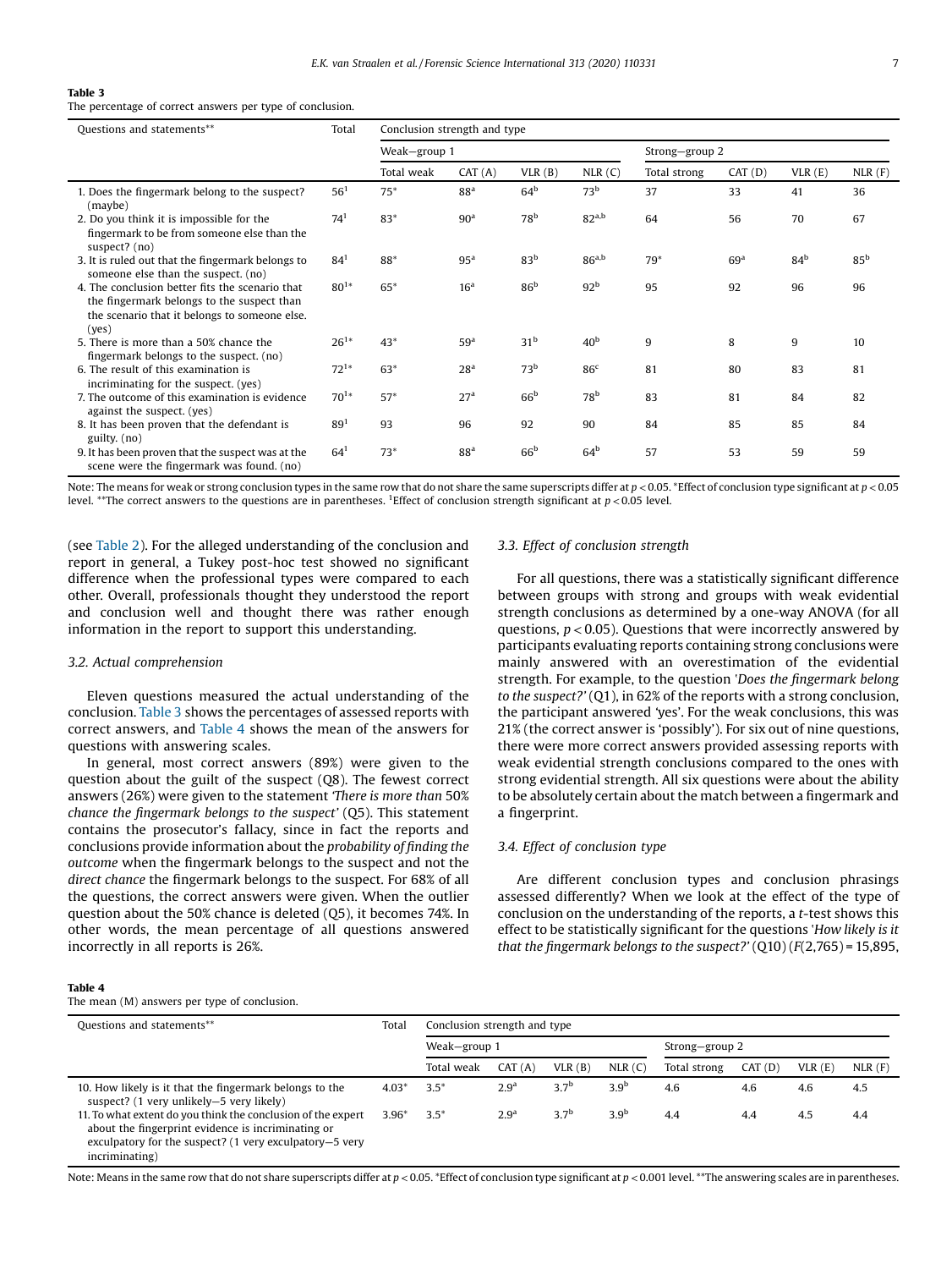**Table 3**
The percentage of correct answers per type of conclusion.

| Questions and statements** | Total | Conclusion strength and type | | | | | | | |
|---|---|---|---|---|---|---|---|---|---|
| | | Weak—group 1 | | | | Strong—group 2 | | | |
| | | Total weak | CAT (A) | VLR (B) | NLR (C) | Total strong | CAT (D) | VLR (E) | NLR (F) |
| 1. Does the fingermark belong to the suspect? (maybe) | 56[1] | 75* | 88[a] | 64[b] | 73[b] | 37 | 33 | 41 | 36 |
| 2. Do you think it is impossible for the fingermark to be from someone else than the suspect? (no) | 74[1] | 83* | 90[a] | 78[b] | 82[a,b] | 64 | 56 | 70 | 67 |
| 3. It is ruled out that the fingermark belongs to someone else than the suspect. (no) | 84[1] | 88* | 95[a] | 83[b] | 86[a,b] | 79* | 69[a] | 84[b] | 85[b] |
| 4. The conclusion better fits the scenario that the fingermark belongs to the suspect than the scenario that it belongs to someone else. (yes) | 80[1]* | 65* | 16[a] | 86[b] | 92[b] | 95 | 92 | 96 | 96 |
| 5. There is more than a 50% chance the fingermark belongs to the suspect. (no) | 26[1]* | 43* | 59[a] | 31[b] | 40[b] | 9 | 8 | 9 | 10 |
| 6. The result of this examination is incriminating for the suspect. (yes) | 72[1]* | 63* | 28[a] | 73[b] | 86[c] | 81 | 80 | 83 | 81 |
| 7. The outcome of this examination is evidence against the suspect. (yes) | 70[1]* | 57* | 27[a] | 66[b] | 78[b] | 83 | 81 | 84 | 82 |
| 8. It has been proven that the defendant is guilty. (no) | 89[1] | 93 | 96 | 92 | 90 | 84 | 85 | 85 | 84 |
| 9. It has been proven that the suspect was at the scene were the fingermark was found. (no) | 64[1] | 73* | 88[a] | 66[b] | 64[b] | 57 | 53 | 59 | 59 |

Note: The means for weak or strong conclusion types in the same row that do not share the same superscripts differ at $p < 0.05$. *Effect of conclusion type significant at $p < 0.05$ level. **The correct answers to the questions are in parentheses. [1]Effect of conclusion strength significant at $p < 0.05$ level.

(see Table 2). For the alleged understanding of the conclusion and report in general, a Tukey post-hoc test showed no significant difference when the professional types were compared to each other. Overall, professionals thought they understood the report and conclusion well and thought there was rather enough information in the report to support this understanding.

### 3.2. Actual comprehension

Eleven questions measured the actual understanding of the conclusion. Table 3 shows the percentages of assessed reports with correct answers, and Table 4 shows the mean of the answers for questions with answering scales.

In general, most correct answers (89%) were given to the question about the guilt of the suspect (Q8). The fewest correct answers (26%) were given to the statement *'There is more than 50% chance the fingermark belongs to the suspect'* (Q5). This statement contains the prosecutor's fallacy, since in fact the reports and conclusions provide information about the *probability of finding the outcome* when the fingermark belongs to the suspect and not the *direct chance* the fingermark belongs to the suspect. For 68% of all the questions, the correct answers were given. When the outlier question about the 50% chance is deleted (Q5), it becomes 74%. In other words, the mean percentage of all questions answered incorrectly in all reports is 26%.

### 3.3. Effect of conclusion strength

For all questions, there was a statistically significant difference between groups with strong and groups with weak evidential strength conclusions as determined by a one-way ANOVA (for all questions, $p < 0.05$). Questions that were incorrectly answered by participants evaluating reports containing strong conclusions were mainly answered with an overestimation of the evidential strength. For example, to the question *'Does the fingermark belong to the suspect?'* (Q1), in 62% of the reports with a strong conclusion, the participant answered 'yes'. For the weak conclusions, this was 21% (the correct answer is 'possibly'). For six out of nine questions, there were more correct answers provided assessing reports with weak evidential strength conclusions compared to the ones with strong evidential strength. All six questions were about the ability to be absolutely certain about the match between a fingermark and a fingerprint.

### 3.4. Effect of conclusion type

Are different conclusion types and conclusion phrasings assessed differently? When we look at the effect of the type of conclusion on the understanding of the reports, a *t*-test shows this effect to be statistically significant for the questions *'How likely is it that the fingermark belongs to the suspect?'* (Q10) ($F(2,765) = 15{,}895$,

**Table 4**
The mean (M) answers per type of conclusion.

| Questions and statements** | Total | Conclusion strength and type | | | | | | | |
|---|---|---|---|---|---|---|---|---|---|
| | | Weak—group 1 | | | | Strong—group 2 | | | |
| | | Total weak | CAT (A) | VLR (B) | NLR (C) | Total strong | CAT (D) | VLR (E) | NLR (F) |
| 10. How likely is it that the fingermark belongs to the suspect? (1 very unlikely—5 very likely) | 4.03* | 3.5* | 2.9[a] | 3.7[b] | 3.9[b] | 4.6 | 4.6 | 4.6 | 4.5 |
| 11. To what extent do you think the conclusion of the expert about the fingerprint evidence is incriminating or exculpatory for the suspect? (1 very exculpatory—5 very incriminating) | 3.96* | 3.5* | 2.9[a] | 3.7[b] | 3.9[b] | 4.4 | 4.4 | 4.5 | 4.4 |

Note: Means in the same row that do not share superscripts differ at $p < 0.05$. *Effect of conclusion type significant at $p < 0.001$ level. **The answering scales are in parentheses.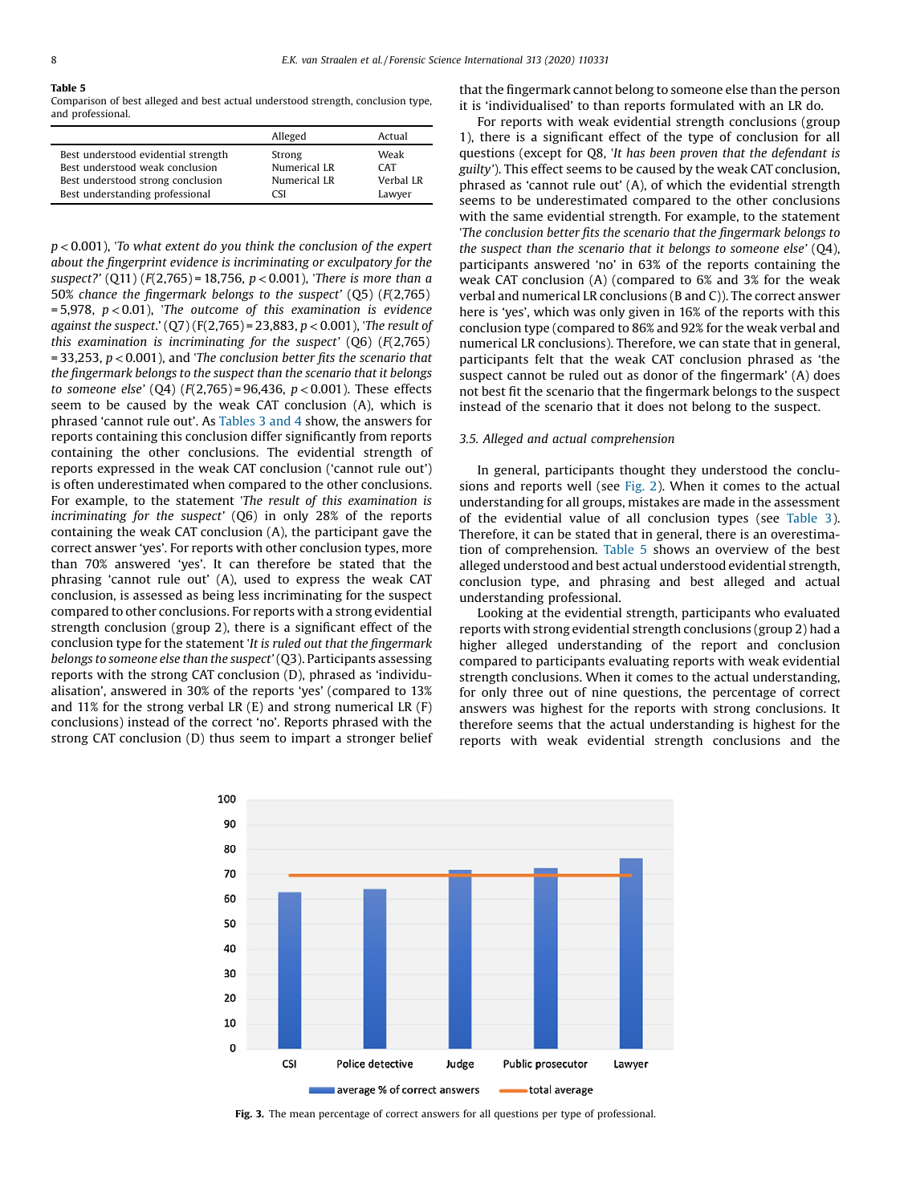**Table 5**
Comparison of best alleged and best actual understood strength, conclusion type, and professional.

| | Alleged | Actual |
|---|---|---|
| Best understood evidential strength | Strong | Weak |
| Best understood weak conclusion | Numerical LR | CAT |
| Best understood strong conclusion | Numerical LR | Verbal LR |
| Best understanding professional | CSI | Lawyer |

$p < 0.001$), '*To what extent do you think the conclusion of the expert about the fingerprint evidence is incriminating or exculpatory for the suspect?*' (Q11) ($F(2,765) = 18{,}756$, $p < 0.001$), '*There is more than a 50% chance the fingermark belongs to the suspect*' (Q5) ($F(2,765) = 5{,}978$, $p < 0.01$), '*The outcome of this examination is evidence against the suspect.*' (Q7) ($F(2,765) = 23{,}883$, $p < 0.001$), '*The result of this examination is incriminating for the suspect*' (Q6) ($F(2,765) = 33{,}253$, $p < 0.001$), and '*The conclusion better fits the scenario that the fingermark belongs to the suspect than the scenario that it belongs to someone else*' (Q4) ($F(2,765) = 96{,}436$, $p < 0.001$). These effects seem to be caused by the weak CAT conclusion (A), which is phrased 'cannot rule out'. As Tables 3 and 4 show, the answers for reports containing this conclusion differ significantly from reports containing the other conclusions. The evidential strength of reports expressed in the weak CAT conclusion ('cannot rule out') is often underestimated when compared to the other conclusions. For example, to the statement '*The result of this examination is incriminating for the suspect*' (Q6) in only 28% of the reports containing the weak CAT conclusion (A), the participant gave the correct answer 'yes'. For reports with other conclusion types, more than 70% answered 'yes'. It can therefore be stated that the phrasing 'cannot rule out' (A), used to express the weak CAT conclusion, is assessed as being less incriminating for the suspect compared to other conclusions. For reports with a strong evidential strength conclusion (group 2), there is a significant effect of the conclusion type for the statement '*It is ruled out that the fingermark belongs to someone else than the suspect*' (Q3). Participants assessing reports with the strong CAT conclusion (D), phrased as 'individualisation', answered in 30% of the reports 'yes' (compared to 13% and 11% for the strong verbal LR (E) and strong numerical LR (F) conclusions) instead of the correct 'no'. Reports phrased with the strong CAT conclusion (D) thus seem to impart a stronger belief that the fingermark cannot belong to someone else than the person it is 'individualised' to than reports formulated with an LR do.

For reports with weak evidential strength conclusions (group 1), there is a significant effect of the type of conclusion for all questions (except for Q8, '*It has been proven that the defendant is guilty*'). This effect seems to be caused by the weak CAT conclusion, phrased as 'cannot rule out' (A), of which the evidential strength seems to be underestimated compared to the other conclusions with the same evidential strength. For example, to the statement '*The conclusion better fits the scenario that the fingermark belongs to the suspect than the scenario that it belongs to someone else*' (Q4), participants answered 'no' in 63% of the reports containing the weak CAT conclusion (A) (compared to 6% and 3% for the weak verbal and numerical LR conclusions (B and C)). The correct answer here is 'yes', which was only given in 16% of the reports with this conclusion type (compared to 86% and 92% for the weak verbal and numerical LR conclusions). Therefore, we can state that in general, participants felt that the weak CAT conclusion phrased as 'the suspect cannot be ruled out as donor of the fingermark' (A) does not best fit the scenario that the fingermark belongs to the suspect instead of the scenario that it does not belong to the suspect.

### 3.5. Alleged and actual comprehension

In general, participants thought they understood the conclusions and reports well (see Fig. 2). When it comes to the actual understanding for all groups, mistakes are made in the assessment of the evidential value of all conclusion types (see Table 3). Therefore, it can be stated that in general, there is an overestimation of comprehension. Table 5 shows an overview of the best alleged understood and best actual understood evidential strength, conclusion type, and phrasing and best alleged and actual understanding professional.

Looking at the evidential strength, participants who evaluated reports with strong evidential strength conclusions (group 2) had a higher alleged understanding of the report and conclusion compared to participants evaluating reports with weak evidential strength conclusions. When it comes to the actual understanding, for only three out of nine questions, the percentage of correct answers was highest for the reports with strong conclusions. It therefore seems that the actual understanding is highest for the reports with weak evidential strength conclusions and the

**Fig. 3.** The mean percentage of correct answers for all questions per type of professional.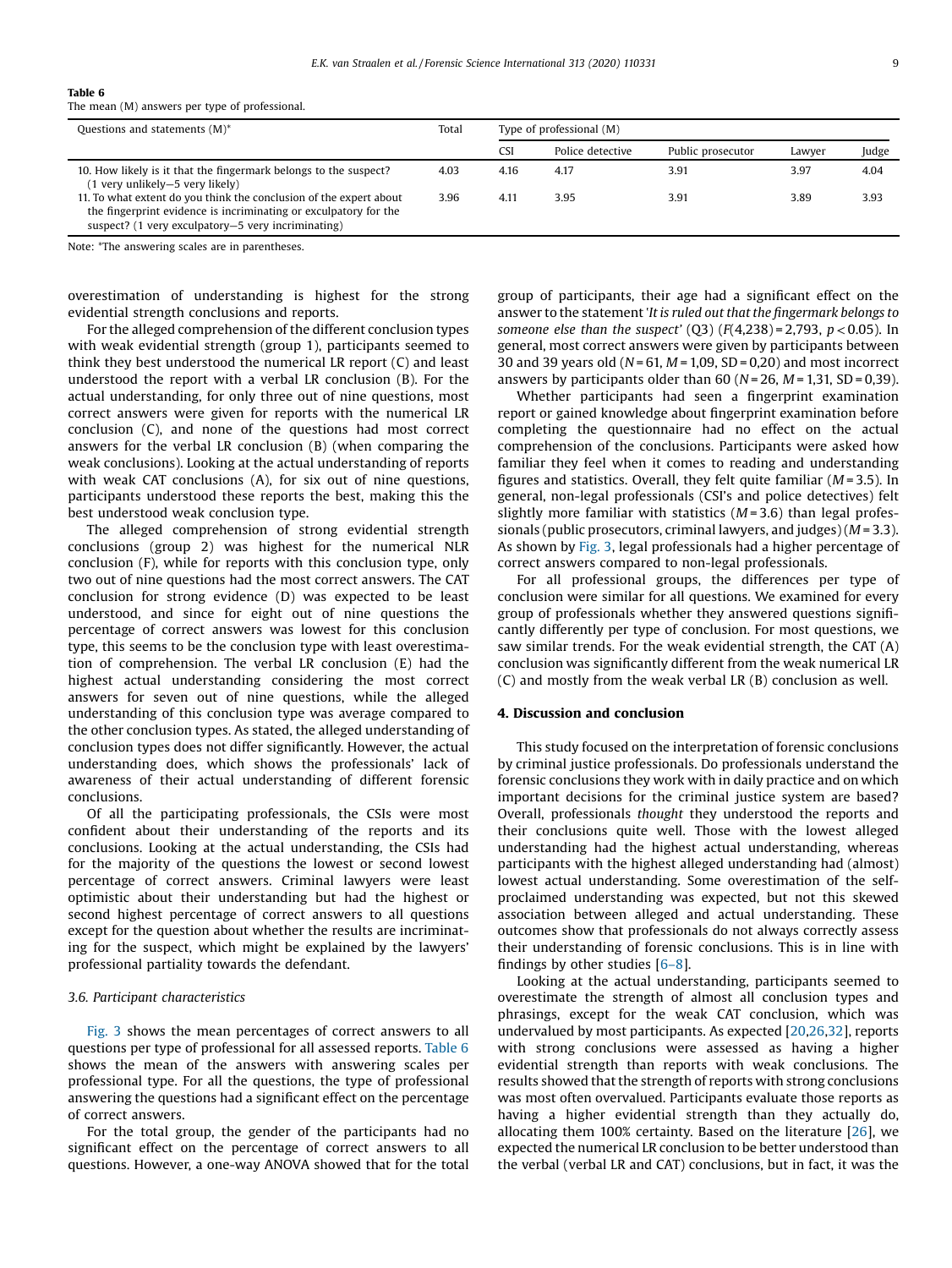**Table 6**
The mean (M) answers per type of professional.

| Questions and statements (M)* | Total | Type of professional (M) | | | | |
|---|---|---|---|---|---|---|
| | | CSI | Police detective | Public prosecutor | Lawyer | Judge |
| 10. How likely is it that the fingermark belongs to the suspect? (1 very unlikely—5 very likely) | 4.03 | 4.16 | 4.17 | 3.91 | 3.97 | 4.04 |
| 11. To what extent do you think the conclusion of the expert about the fingerprint evidence is incriminating or exculpatory for the suspect? (1 very exculpatory—5 very incriminating) | 3.96 | 4.11 | 3.95 | 3.91 | 3.89 | 3.93 |

Note: *The answering scales are in parentheses.

overestimation of understanding is highest for the strong evidential strength conclusions and reports.

For the alleged comprehension of the different conclusion types with weak evidential strength (group 1), participants seemed to think they best understood the numerical LR report (C) and least understood the report with a verbal LR conclusion (B). For the actual understanding, for only three out of nine questions, most correct answers were given for reports with the numerical LR conclusion (C), and none of the questions had most correct answers for the verbal LR conclusion (B) (when comparing the weak conclusions). Looking at the actual understanding of reports with weak CAT conclusions (A), for six out of nine questions, participants understood these reports the best, making this the best understood weak conclusion type.

The alleged comprehension of strong evidential strength conclusions (group 2) was highest for the numerical NLR conclusion (F), while for reports with this conclusion type, only two out of nine questions had the most correct answers. The CAT conclusion for strong evidence (D) was expected to be least understood, and since for eight out of nine questions the percentage of correct answers was lowest for this conclusion type, this seems to be the conclusion type with least overestimation of comprehension. The verbal LR conclusion (E) had the highest actual understanding considering the most correct answers for seven out of nine questions, while the alleged understanding of this conclusion type was average compared to the other conclusion types. As stated, the alleged understanding of conclusion types does not differ significantly. However, the actual understanding does, which shows the professionals' lack of awareness of their actual understanding of different forensic conclusions.

Of all the participating professionals, the CSIs were most confident about their understanding of the reports and its conclusions. Looking at the actual understanding, the CSIs had for the majority of the questions the lowest or second lowest percentage of correct answers. Criminal lawyers were least optimistic about their understanding but had the highest or second highest percentage of correct answers to all questions except for the question about whether the results are incriminating for the suspect, which might be explained by the lawyers' professional partiality towards the defendant.

### 3.6. Participant characteristics

Fig. 3 shows the mean percentages of correct answers to all questions per type of professional for all assessed reports. Table 6 shows the mean of the answers with answering scales per professional type. For all the questions, the type of professional answering the questions had a significant effect on the percentage of correct answers.

For the total group, the gender of the participants had no significant effect on the percentage of correct answers to all questions. However, a one-way ANOVA showed that for the total group of participants, their age had a significant effect on the answer to the statement '*It is ruled out that the fingermark belongs to someone else than the suspect*' (Q3) ($F(4,238) = 2{,}793$, $p < 0.05$). In general, most correct answers were given by participants between 30 and 39 years old ($N = 61$, $M = 1{,}09$, $SD = 0{,}20$) and most incorrect answers by participants older than 60 ($N = 26$, $M = 1{,}31$, $SD = 0{,}39$).

Whether participants had seen a fingerprint examination report or gained knowledge about fingerprint examination before completing the questionnaire had no effect on the actual comprehension of the conclusions. Participants were asked how familiar they feel when it comes to reading and understanding figures and statistics. Overall, they felt quite familiar ($M = 3.5$). In general, non-legal professionals (CSI's and police detectives) felt slightly more familiar with statistics ($M = 3.6$) than legal professionals (public prosecutors, criminal lawyers, and judges) ($M = 3.3$). As shown by Fig. 3, legal professionals had a higher percentage of correct answers compared to non-legal professionals.

For all professional groups, the differences per type of conclusion were similar for all questions. We examined for every group of professionals whether they answered questions significantly differently per type of conclusion. For most questions, we saw similar trends. For the weak evidential strength, the CAT (A) conclusion was significantly different from the weak numerical LR (C) and mostly from the weak verbal LR (B) conclusion as well.

## 4. Discussion and conclusion

This study focused on the interpretation of forensic conclusions by criminal justice professionals. Do professionals understand the forensic conclusions they work with in daily practice and on which important decisions for the criminal justice system are based? Overall, professionals *thought* they understood the reports and their conclusions quite well. Those with the lowest alleged understanding had the highest actual understanding, whereas participants with the highest alleged understanding had (almost) lowest actual understanding. Some overestimation of the self-proclaimed understanding was expected, but not this skewed association between alleged and actual understanding. These outcomes show that professionals do not always correctly assess their understanding of forensic conclusions. This is in line with findings by other studies [6–8].

Looking at the actual understanding, participants seemed to overestimate the strength of almost all conclusion types and phrasings, except for the weak CAT conclusion, which was undervalued by most participants. As expected [20,26,32], reports with strong conclusions were assessed as having a higher evidential strength than reports with weak conclusions. The results showed that the strength of reports with strong conclusions was most often overvalued. Participants evaluate those reports as having a higher evidential strength than they actually do, allocating them 100% certainty. Based on the literature [26], we expected the numerical LR conclusion to be better understood than the verbal (verbal LR and CAT) conclusions, but in fact, it was the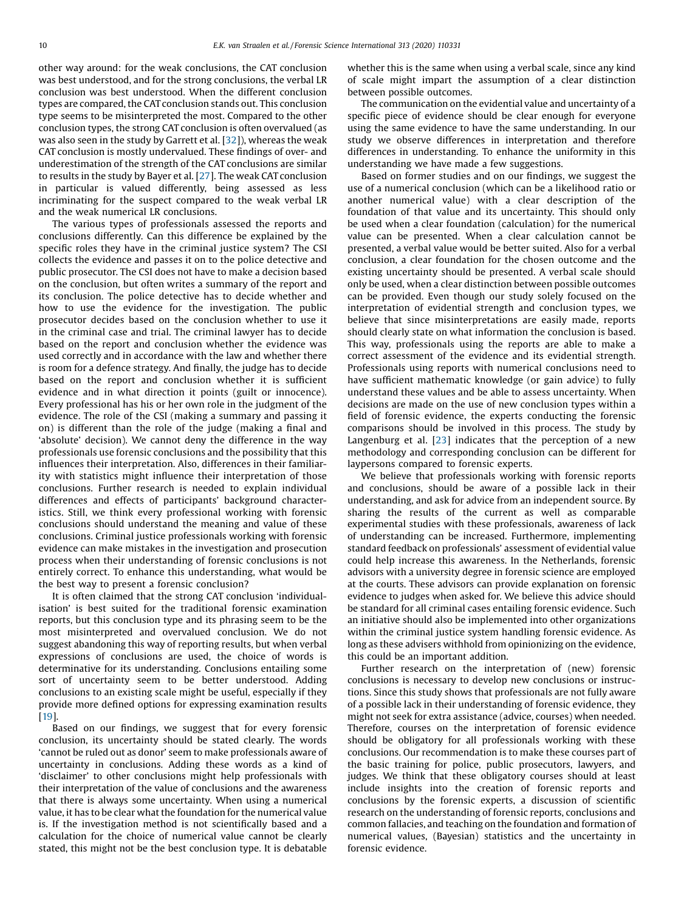other way around: for the weak conclusions, the CAT conclusion was best understood, and for the strong conclusions, the verbal LR conclusion was best understood. When the different conclusion types are compared, the CAT conclusion stands out. This conclusion type seems to be misinterpreted the most. Compared to the other conclusion types, the strong CAT conclusion is often overvalued (as was also seen in the study by Garrett et al. [32]), whereas the weak CAT conclusion is mostly undervalued. These findings of over- and underestimation of the strength of the CAT conclusions are similar to results in the study by Bayer et al. [27]. The weak CAT conclusion in particular is valued differently, being assessed as less incriminating for the suspect compared to the weak verbal LR and the weak numerical LR conclusions.

The various types of professionals assessed the reports and conclusions differently. Can this difference be explained by the specific roles they have in the criminal justice system? The CSI collects the evidence and passes it on to the police detective and public prosecutor. The CSI does not have to make a decision based on the conclusion, but often writes a summary of the report and its conclusion. The police detective has to decide whether and how to use the evidence for the investigation. The public prosecutor decides based on the conclusion whether to use it in the criminal case and trial. The criminal lawyer has to decide based on the report and conclusion whether the evidence was used correctly and in accordance with the law and whether there is room for a defence strategy. And finally, the judge has to decide based on the report and conclusion whether it is sufficient evidence and in what direction it points (guilt or innocence). Every professional has his or her own role in the judgment of the evidence. The role of the CSI (making a summary and passing it on) is different than the role of the judge (making a final and 'absolute' decision). We cannot deny the difference in the way professionals use forensic conclusions and the possibility that this influences their interpretation. Also, differences in their familiarity with statistics might influence their interpretation of those conclusions. Further research is needed to explain individual differences and effects of participants' background characteristics. Still, we think every professional working with forensic conclusions should understand the meaning and value of these conclusions. Criminal justice professionals working with forensic evidence can make mistakes in the investigation and prosecution process when their understanding of forensic conclusions is not entirely correct. To enhance this understanding, what would be the best way to present a forensic conclusion?

It is often claimed that the strong CAT conclusion 'individualisation' is best suited for the traditional forensic examination reports, but this conclusion type and its phrasing seem to be the most misinterpreted and overvalued conclusion. We do not suggest abandoning this way of reporting results, but when verbal expressions of conclusions are used, the choice of words is determinative for its understanding. Conclusions entailing some sort of uncertainty seem to be better understood. Adding conclusions to an existing scale might be useful, especially if they provide more defined options for expressing examination results [19].

Based on our findings, we suggest that for every forensic conclusion, its uncertainty should be stated clearly. The words 'cannot be ruled out as donor' seem to make professionals aware of uncertainty in conclusions. Adding these words as a kind of 'disclaimer' to other conclusions might help professionals with their interpretation of the value of conclusions and the awareness that there is always some uncertainty. When using a numerical value, it has to be clear what the foundation for the numerical value is. If the investigation method is not scientifically based and a calculation for the choice of numerical value cannot be clearly stated, this might not be the best conclusion type. It is debatable whether this is the same when using a verbal scale, since any kind of scale might impart the assumption of a clear distinction between possible outcomes.

The communication on the evidential value and uncertainty of a specific piece of evidence should be clear enough for everyone using the same evidence to have the same understanding. In our study we observe differences in interpretation and therefore differences in understanding. To enhance the uniformity in this understanding we have made a few suggestions.

Based on former studies and on our findings, we suggest the use of a numerical conclusion (which can be a likelihood ratio or another numerical value) with a clear description of the foundation of that value and its uncertainty. This should only be used when a clear foundation (calculation) for the numerical value can be presented. When a clear calculation cannot be presented, a verbal value would be better suited. Also for a verbal conclusion, a clear foundation for the chosen outcome and the existing uncertainty should be presented. A verbal scale should only be used, when a clear distinction between possible outcomes can be provided. Even though our study solely focused on the interpretation of evidential strength and conclusion types, we believe that since misinterpretations are easily made, reports should clearly state on what information the conclusion is based. This way, professionals using the reports are able to make a correct assessment of the evidence and its evidential strength. Professionals using reports with numerical conclusions need to have sufficient mathematic knowledge (or gain advice) to fully understand these values and be able to assess uncertainty. When decisions are made on the use of new conclusion types within a field of forensic evidence, the experts conducting the forensic comparisons should be involved in this process. The study by Langenburg et al. [23] indicates that the perception of a new methodology and corresponding conclusion can be different for laypersons compared to forensic experts.

We believe that professionals working with forensic reports and conclusions, should be aware of a possible lack in their understanding, and ask for advice from an independent source. By sharing the results of the current as well as comparable experimental studies with these professionals, awareness of lack of understanding can be increased. Furthermore, implementing standard feedback on professionals' assessment of evidential value could help increase this awareness. In the Netherlands, forensic advisors with a university degree in forensic science are employed at the courts. These advisors can provide explanation on forensic evidence to judges when asked for. We believe this advice should be standard for all criminal cases entailing forensic evidence. Such an initiative should also be implemented into other organizations within the criminal justice system handling forensic evidence. As long as these advisers withhold from opinionizing on the evidence, this could be an important addition.

Further research on the interpretation of (new) forensic conclusions is necessary to develop new conclusions or instructions. Since this study shows that professionals are not fully aware of a possible lack in their understanding of forensic evidence, they might not seek for extra assistance (advice, courses) when needed. Therefore, courses on the interpretation of forensic evidence should be obligatory for all professionals working with these conclusions. Our recommendation is to make these courses part of the basic training for police, public prosecutors, lawyers, and judges. We think that these obligatory courses should at least include insights into the creation of forensic reports and conclusions by the forensic experts, a discussion of scientific research on the understanding of forensic reports, conclusions and common fallacies, and teaching on the foundation and formation of numerical values, (Bayesian) statistics and the uncertainty in forensic evidence.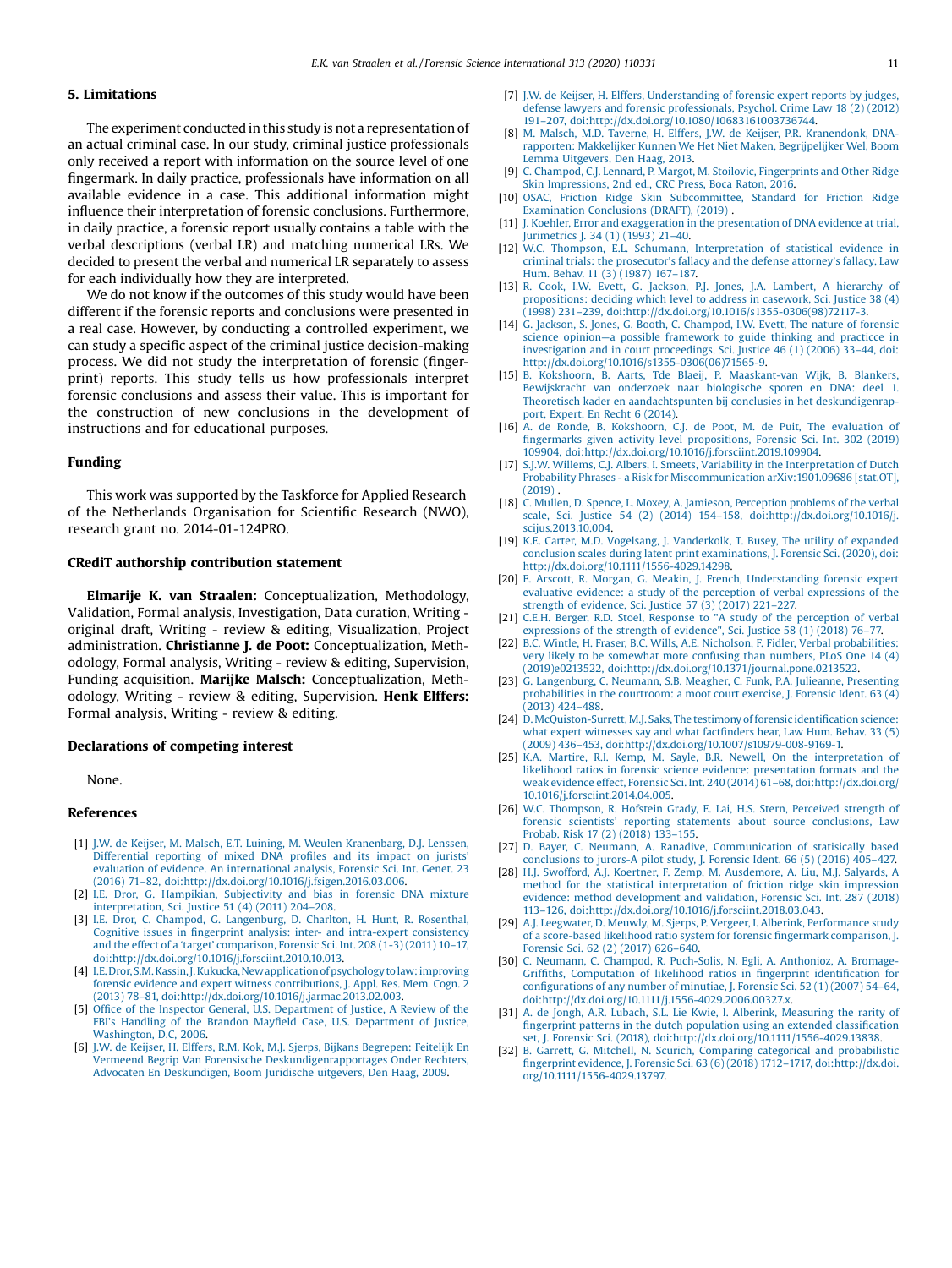## 5. Limitations

The experiment conducted in this study is not a representation of an actual criminal case. In our study, criminal justice professionals only received a report with information on the source level of one fingermark. In daily practice, professionals have information on all available evidence in a case. This additional information might influence their interpretation of forensic conclusions. Furthermore, in daily practice, a forensic report usually contains a table with the verbal descriptions (verbal LR) and matching numerical LRs. We decided to present the verbal and numerical LR separately to assess for each individually how they are interpreted.

We do not know if the outcomes of this study would have been different if the forensic reports and conclusions were presented in a real case. However, by conducting a controlled experiment, we can study a specific aspect of the criminal justice decision-making process. We did not study the interpretation of forensic (fingerprint) reports. This study tells us how professionals interpret forensic conclusions and assess their value. This is important for the construction of new conclusions in the development of instructions and for educational purposes.

### Funding

This work was supported by the Taskforce for Applied Research of the Netherlands Organisation for Scientific Research (NWO), research grant no. 2014-01-124PRO.

### CRediT authorship contribution statement

**Elmarije K. van Straalen:** Conceptualization, Methodology, Validation, Formal analysis, Investigation, Data curation, Writing - original draft, Writing - review & editing, Visualization, Project administration. **Christianne J. de Poot:** Conceptualization, Methodology, Formal analysis, Writing - review & editing, Supervision, Funding acquisition. **Marijke Malsch:** Conceptualization, Methodology, Writing - review & editing, Supervision. **Henk Elffers:** Formal analysis, Writing - review & editing.

### Declarations of competing interest

None.

### References

[1] J.W. de Keijser, M. Malsch, E.T. Luining, M. Weulen Kranenbarg, D.J. Lenssen, Differential reporting of mixed DNA profiles and its impact on jurists' evaluation of evidence. An international analysis, Forensic Sci. Int. Genet. 23 (2016) 71–82, doi:http://dx.doi.org/10.1016/j.fsigen.2016.03.006.

[2] I.E. Dror, G. Hampikian, Subjectivity and bias in forensic DNA mixture interpretation, Sci. Justice 51 (4) (2011) 204–208.

[3] I.E. Dror, C. Champod, G. Langenburg, D. Charlton, H. Hunt, R. Rosenthal, Cognitive issues in fingerprint analysis: inter- and intra-expert consistency and the effect of a 'target' comparison, Forensic Sci. Int. 208 (1-3) (2011) 10–17, doi:http://dx.doi.org/10.1016/j.forsciint.2010.10.013.

[4] I.E. Dror, S.M. Kassin, J. Kukucka, New application of psychology to law: improving forensic evidence and expert witness contributions, J. Appl. Res. Mem. Cogn. 2 (2013) 78–81, doi:http://dx.doi.org/10.1016/j.jarmac.2013.02.003.

[5] Office of the Inspector General, U.S. Department of Justice, A Review of the FBI's Handling of the Brandon Mayfield Case, U.S. Department of Justice, Washington, D.C, 2006.

[6] J.W. de Keijser, H. Elffers, R.M. Kok, M.J. Sjerps, Bijkans Begrepen: Feitelijk En Vermeend Begrip Van Forensische Deskundigenrapportages Onder Rechters, Advocaten En Deskundigen, Boom Juridische uitgevers, Den Haag, 2009.

[7] J.W. de Keijser, H. Elffers, Understanding of forensic expert reports by judges, defense lawyers and forensic professionals, Psychol. Crime Law 18 (2) (2012) 191–207, doi:http://dx.doi.org/10.1080/10683161003736744.

[8] M. Malsch, M.D. Taverne, H. Elffers, J.W. de Keijser, P.R. Kranendonk, DNA-rapporten: Makkelijker Kunnen We Het Niet Maken, Begrijpelijker Wel, Boom Lemma Uitgevers, Den Haag, 2013.

[9] C. Champod, C.J. Lennard, P. Margot, M. Stoilovic, Fingerprints and Other Ridge Skin Impressions, 2nd ed., CRC Press, Boca Raton, 2016.

[10] OSAC, Friction Ridge Skin Subcommittee, Standard for Friction Ridge Examination Conclusions (DRAFT), (2019) .

[11] J. Koehler, Error and exaggeration in the presentation of DNA evidence at trial, Jurimetrics J. 34 (1) (1993) 21–40.

[12] W.C. Thompson, E.L. Schumann, Interpretation of statistical evidence in criminal trials: the prosecutor's fallacy and the defense attorney's fallacy, Law Hum. Behav. 11 (3) (1987) 167–187.

[13] R. Cook, I.W. Evett, G. Jackson, P.J. Jones, J.A. Lambert, A hierarchy of propositions: deciding which level to address in casework, Sci. Justice 38 (4) (1998) 231–239, doi:http://dx.doi.org/10.1016/s1355-0306(98)72117-3.

[14] G. Jackson, S. Jones, G. Booth, C. Champod, I.W. Evett, The nature of forensic science opinion—a possible framework to guide thinking and practicce in investigation and in court proceedings, Sci. Justice 46 (1) (2006) 33–44, doi: http://dx.doi.org/10.1016/s1355-0306(06)71565-9.

[15] B. Kokshoorn, B. Aarts, Tde Blaeij, P. Maaskant-van Wijk, B. Blankers, Bewijskracht van onderzoek naar biologische sporen en DNA: deel 1. Theoretisch kader en aandachtspunten bij conclusies in het deskundigenrapport, Expert. En Recht 6 (2014).

[16] A. de Ronde, B. Kokshoorn, C.J. de Poot, M. de Puit, The evaluation of fingermarks given activity level propositions, Forensic Sci. Int. 302 (2019) 109904, doi:http://dx.doi.org/10.1016/j.forsciint.2019.109904.

[17] S.J.W. Willems, C.J. Albers, I. Smeets, Variability in the Interpretation of Dutch Probability Phrases - a Risk for Miscommunication arXiv:1901.09686 [stat.OT], (2019) .

[18] C. Mullen, D. Spence, L. Moxey, A. Jamieson, Perception problems of the verbal scale, Sci. Justice 54 (2) (2014) 154–158, doi:http://dx.doi.org/10.1016/j.scijus.2013.10.004.

[19] K.E. Carter, M.D. Vogelsang, J. Vanderkolk, T. Busey, The utility of expanded conclusion scales during latent print examinations, J. Forensic Sci. (2020), doi: http://dx.doi.org/10.1111/1556-4029.14298.

[20] E. Arscott, R. Morgan, G. Meakin, J. French, Understanding forensic expert evaluative evidence: a study of the perception of verbal expressions of the strength of evidence, Sci. Justice 57 (3) (2017) 221–227.

[21] C.E.H. Berger, R.D. Stoel, Response to "A study of the perception of verbal expressions of the strength of evidence", Sci. Justice 58 (1) (2018) 76–77.

[22] B.C. Wintle, H. Fraser, B.C. Wills, A.E. Nicholson, F. Fidler, Verbal probabilities: very likely to be somewhat more confusing than numbers, PLoS One 14 (4) (2019)e0213522, doi:http://dx.doi.org/10.1371/journal.pone.0213522.

[23] G. Langenburg, C. Neumann, S.B. Meagher, C. Funk, P.A. Julieanne, Presenting probabilities in the courtroom: a moot court exercise, J. Forensic Ident. 63 (4) (2013) 424–488.

[24] D. McQuiston-Surrett, M.J. Saks, The testimony of forensic identification science: what expert witnesses say and what factfinders hear, Law Hum. Behav. 33 (5) (2009) 436–453, doi:http://dx.doi.org/10.1007/s10979-008-9169-1.

[25] K.A. Martire, R.I. Kemp, M. Sayle, B.R. Newell, On the interpretation of likelihood ratios in forensic science evidence: presentation formats and the weak evidence effect, Forensic Sci. Int. 240 (2014) 61–68, doi:http://dx.doi.org/10.1016/j.forsciint.2014.04.005.

[26] W.C. Thompson, R. Hofstein Grady, E. Lai, H.S. Stern, Perceived strength of forensic scientists' reporting statements about source conclusions, Law Probab. Risk 17 (2) (2018) 133–155.

[27] D. Bayer, C. Neumann, A. Ranadive, Communication of statisically based conclusions to jurors-A pilot study, J. Forensic Ident. 66 (5) (2016) 405–427.

[28] H.J. Swofford, A.J. Koertner, F. Zemp, M. Ausdemore, A. Liu, M.J. Salyards, A method for the statistical interpretation of friction ridge skin impression evidence: method development and validation, Forensic Sci. Int. 287 (2018) 113–126, doi:http://dx.doi.org/10.1016/j.forsciint.2018.03.043.

[29] A.J. Leegwater, D. Meuwly, M. Sjerps, P. Vergeer, I. Alberink, Performance study of a score-based likelihood ratio system for forensic fingermark comparison, J. Forensic Sci. 62 (2) (2017) 626–640.

[30] C. Neumann, C. Champod, R. Puch-Solis, N. Egli, A. Anthonioz, A. Bromage-Griffiths, Computation of likelihood ratios in fingerprint identification for configurations of any number of minutiae, J. Forensic Sci. 52 (1) (2007) 54–64, doi:http://dx.doi.org/10.1111/j.1556-4029.2006.00327.x.

[31] A. de Jongh, A.R. Lubach, S.L. Lie Kwie, I. Alberink, Measuring the rarity of fingerprint patterns in the dutch population using an extended classification set, J. Forensic Sci. (2018), doi:http://dx.doi.org/10.1111/1556-4029.13838.

[32] B. Garrett, G. Mitchell, N. Scurich, Comparing categorical and probabilistic fingerprint evidence, J. Forensic Sci. 63 (6) (2018) 1712–1717, doi:http://dx.doi.org/10.1111/1556-4029.13797.